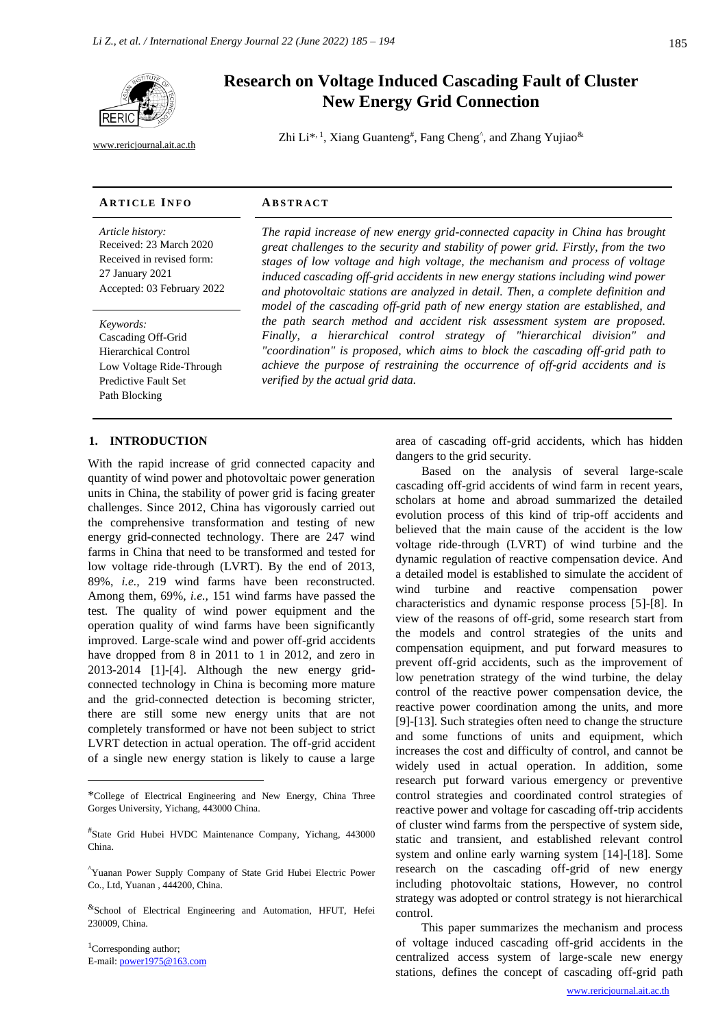# Research on Voltage Induced Cascading Fault of Cluster New Energy Grid Connection

www.rericjournal.ait.ac.th

Zhi Li*, [1], Xiang Guanteng#, Fang Cheng^, and Zhang Yujiao&

**ARTICLE INFO**

*Article history:*
Received: 23 March 2020
Received in revised form: 27 January 2021
Accepted: 03 February 2022

*Keywords:*
Cascading Off-Grid
Hierarchical Control
Low Voltage Ride-Through
Predictive Fault Set
Path Blocking

**ABSTRACT**

*The rapid increase of new energy grid-connected capacity in China has brought great challenges to the security and stability of power grid. Firstly, from the two stages of low voltage and high voltage, the mechanism and process of voltage induced cascading off-grid accidents in new energy stations including wind power and photovoltaic stations are analyzed in detail. Then, a complete definition and model of the cascading off-grid path of new energy station are established, and the path search method and accident risk assessment system are proposed. Finally, a hierarchical control strategy of "hierarchical division" and "coordination" is proposed, which aims to block the cascading off-grid path to achieve the purpose of restraining the occurrence of off-grid accidents and is verified by the actual grid data.*

## 1. INTRODUCTION

With the rapid increase of grid connected capacity and quantity of wind power and photovoltaic power generation units in China, the stability of power grid is facing greater challenges. Since 2012, China has vigorously carried out the comprehensive transformation and testing of new energy grid-connected technology. There are 247 wind farms in China that need to be transformed and tested for low voltage ride-through (LVRT). By the end of 2013, 89%, *i.e.*, 219 wind farms have been reconstructed. Among them, 69%, *i.e.*, 151 wind farms have passed the test. The quality of wind power equipment and the operation quality of wind farms have been significantly improved. Large-scale wind and power off-grid accidents have dropped from 8 in 2011 to 1 in 2012, and zero in 2013-2014 [1]-[4]. Although the new energy grid-connected technology in China is becoming more mature and the grid-connected detection is becoming stricter, there are still some new energy units that are not completely transformed or have not been subject to strict LVRT detection in actual operation. The off-grid accident of a single new energy station is likely to cause a large area of cascading off-grid accidents, which has hidden dangers to the grid security.

Based on the analysis of several large-scale cascading off-grid accidents of wind farm in recent years, scholars at home and abroad summarized the detailed evolution process of this kind of trip-off accidents and believed that the main cause of the accident is the low voltage ride-through (LVRT) of wind turbine and the dynamic regulation of reactive compensation device. And a detailed model is established to simulate the accident of wind turbine and reactive compensation power characteristics and dynamic response process [5]-[8]. In view of the reasons of off-grid, some research start from the models and control strategies of the units and compensation equipment, and put forward measures to prevent off-grid accidents, such as the improvement of low penetration strategy of the wind turbine, the delay control of the reactive power compensation device, the reactive power coordination among the units, and more [9]-[13]. Such strategies often need to change the structure and some functions of units and equipment, which increases the cost and difficulty of control, and cannot be widely used in actual operation. In addition, some research put forward various emergency or preventive control strategies and coordinated control strategies of reactive power and voltage for cascading off-trip accidents of cluster wind farms from the perspective of system side, static and transient, and established relevant control system and online early warning system [14]-[18]. Some research on the cascading off-grid of new energy including photovoltaic stations, However, no control strategy was adopted or control strategy is not hierarchical control.

This paper summarizes the mechanism and process of voltage induced cascading off-grid accidents in the centralized access system of large-scale new energy stations, defines the concept of cascading off-grid path

---

*College of Electrical Engineering and New Energy, China Three Gorges University, Yichang, 443000 China.

#State Grid Hubei HVDC Maintenance Company, Yichang, 443000 China.

^Yuanan Power Supply Company of State Grid Hubei Electric Power Co., Ltd, Yuanan , 444200, China.

&School of Electrical Engineering and Automation, HFUT, Hefei 230009, China.

[1]Corresponding author;
E-mail: power1975@163.com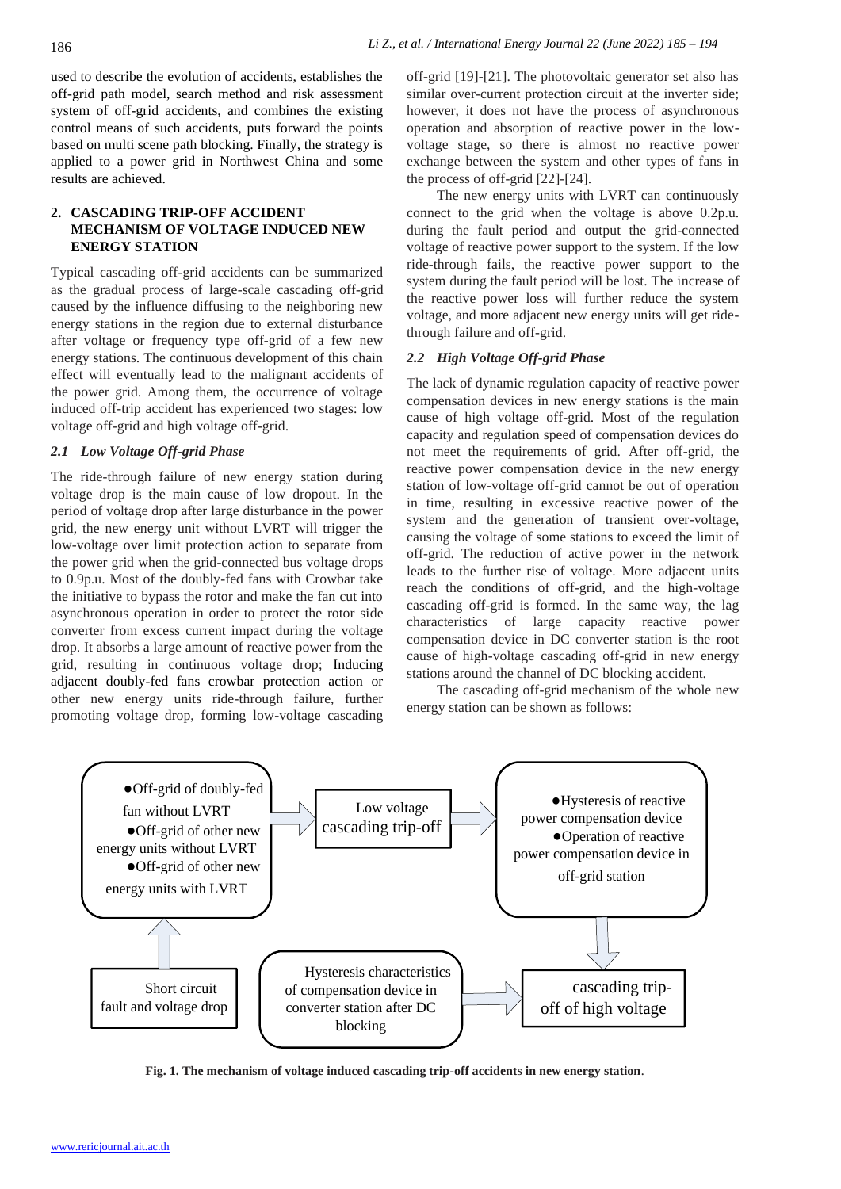used to describe the evolution of accidents, establishes the off-grid path model, search method and risk assessment system of off-grid accidents, and combines the existing control means of such accidents, puts forward the points based on multi scene path blocking. Finally, the strategy is applied to a power grid in Northwest China and some results are achieved.

## 2. CASCADING TRIP-OFF ACCIDENT MECHANISM OF VOLTAGE INDUCED NEW ENERGY STATION

Typical cascading off-grid accidents can be summarized as the gradual process of large-scale cascading off-grid caused by the influence diffusing to the neighboring new energy stations in the region due to external disturbance after voltage or frequency type off-grid of a few new energy stations. The continuous development of this chain effect will eventually lead to the malignant accidents of the power grid. Among them, the occurrence of voltage induced off-trip accident has experienced two stages: low voltage off-grid and high voltage off-grid.

### *2.1 Low Voltage Off-grid Phase*

The ride-through failure of new energy station during voltage drop is the main cause of low dropout. In the period of voltage drop after large disturbance in the power grid, the new energy unit without LVRT will trigger the low-voltage over limit protection action to separate from the power grid when the grid-connected bus voltage drops to 0.9p.u. Most of the doubly-fed fans with Crowbar take the initiative to bypass the rotor and make the fan cut into asynchronous operation in order to protect the rotor side converter from excess current impact during the voltage drop. It absorbs a large amount of reactive power from the grid, resulting in continuous voltage drop; Inducing adjacent doubly-fed fans crowbar protection action or other new energy units ride-through failure, further promoting voltage drop, forming low-voltage cascading off-grid [19]-[21]. The photovoltaic generator set also has similar over-current protection circuit at the inverter side; however, it does not have the process of asynchronous operation and absorption of reactive power in the low-voltage stage, so there is almost no reactive power exchange between the system and other types of fans in the process of off-grid [22]-[24].

The new energy units with LVRT can continuously connect to the grid when the voltage is above 0.2p.u. during the fault period and output the grid-connected voltage of reactive power support to the system. If the low ride-through fails, the reactive power support to the system during the fault period will be lost. The increase of the reactive power loss will further reduce the system voltage, and more adjacent new energy units will get ride-through failure and off-grid.

### *2.2 High Voltage Off-grid Phase*

The lack of dynamic regulation capacity of reactive power compensation devices in new energy stations is the main cause of high voltage off-grid. Most of the regulation capacity and regulation speed of compensation devices do not meet the requirements of grid. After off-grid, the reactive power compensation device in the new energy station of low-voltage off-grid cannot be out of operation in time, resulting in excessive reactive power of the system and the generation of transient over-voltage, causing the voltage of some stations to exceed the limit of off-grid. The reduction of active power in the network leads to the further rise of voltage. More adjacent units reach the conditions of off-grid, and the high-voltage cascading off-grid is formed. In the same way, the lag characteristics of large capacity reactive power compensation device in DC converter station is the root cause of high-voltage cascading off-grid in new energy stations around the channel of DC blocking accident.

The cascading off-grid mechanism of the whole new energy station can be shown as follows:

●Off-grid of doubly-fed fan without LVRT
●Off-grid of other new energy units without LVRT
●Off-grid of other new energy units with LVRT

Low voltage cascading trip-off

●Hysteresis of reactive power compensation device
●Operation of reactive power compensation device in off-grid station

Short circuit fault and voltage drop

Hysteresis characteristics of compensation device in converter station after DC blocking

cascading trip-off of high voltage

**Fig. 1. The mechanism of voltage induced cascading trip-off accidents in new energy station**.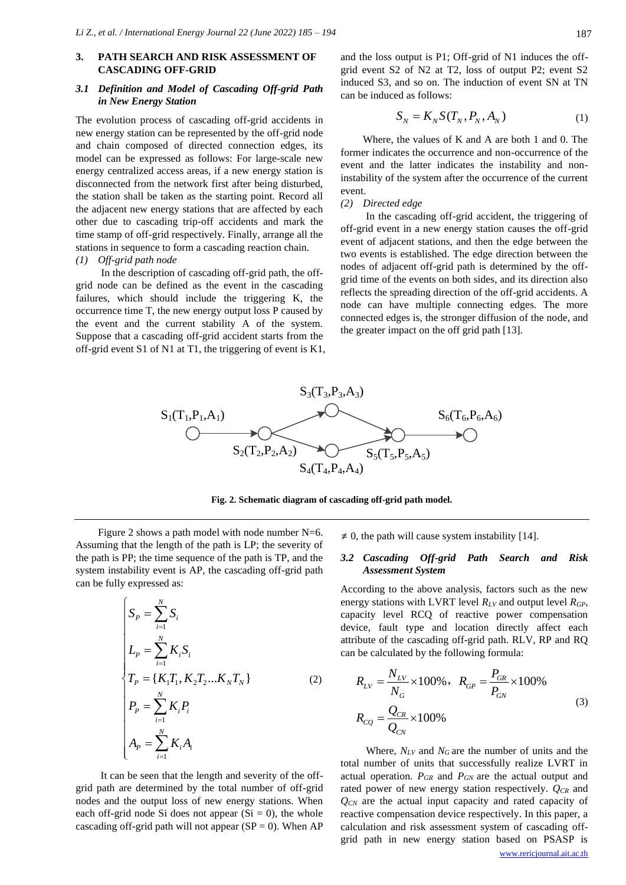## 3. PATH SEARCH AND RISK ASSESSMENT OF CASCADING OFF-GRID

### 3.1 *Definition and Model of Cascading Off-grid Path in New Energy Station*

The evolution process of cascading off-grid accidents in new energy station can be represented by the off-grid node and chain composed of directed connection edges, its model can be expressed as follows: For large-scale new energy centralized access areas, if a new energy station is disconnected from the network first after being disturbed, the station shall be taken as the starting point. Record all the adjacent new energy stations that are affected by each other due to cascading trip-off accidents and mark the time stamp of off-grid respectively. Finally, arrange all the stations in sequence to form a cascading reaction chain.

*(1) Off-grid path node*

In the description of cascading off-grid path, the off-grid node can be defined as the event in the cascading failures, which should include the triggering K, the occurrence time T, the new energy output loss P caused by the event and the current stability A of the system. Suppose that a cascading off-grid accident starts from the off-grid event S1 of N1 at T1, the triggering of event is K1, and the loss output is P1; Off-grid of N1 induces the off-grid event S2 of N2 at T2, loss of output P2; event S2 induced S3, and so on. The induction of event SN at TN can be induced as follows:

$$S_N = K_N S(T_N, P_N, A_N) \tag{1}$$

Where, the values of K and A are both 1 and 0. The former indicates the occurrence and non-occurrence of the event and the latter indicates the instability and non-instability of the system after the occurrence of the current event.

*(2) Directed edge*

In the cascading off-grid accident, the triggering of off-grid event in a new energy station causes the off-grid event of adjacent stations, and then the edge between the two events is established. The edge direction between the nodes of adjacent off-grid path is determined by the off-grid time of the events on both sides, and its direction also reflects the spreading direction of the off-grid accidents. A node can have multiple connecting edges. The more connected edges is, the stronger diffusion of the node, and the greater impact on the off grid path [13].

**Fig. 2. Schematic diagram of cascading off-grid path model.**

Figure 2 shows a path model with node number N=6. Assuming that the length of the path is LP; the severity of the path is PP; the time sequence of the path is TP, and the system instability event is AP, the cascading off-grid path can be fully expressed as:

$$\begin{cases} S_P = \sum_{i=1}^{N} S_i \\ L_P = \sum_{i=1}^{N} K_i S_i \\ T_P = \{K_1 T_1, K_2 T_2 \ldots K_N T_N\} \\ P_P = \sum_{i=1}^{N} K_i P_i \\ A_P = \sum_{i=1}^{N} K_i A_i \end{cases} \tag{2}$$

It can be seen that the length and severity of the off-grid path are determined by the total number of off-grid nodes and the output loss of new energy stations. When each off-grid node Si does not appear (Si = 0), the whole cascading off-grid path will not appear (SP = 0). When AP ≠ 0, the path will cause system instability [14].

### 3.2 *Cascading Off-grid Path Search and Risk Assessment System*

According to the above analysis, factors such as the new energy stations with LVRT level $R_{LV}$ and output level $R_{GP}$, capacity level RCQ of reactive power compensation device, fault type and location directly affect each attribute of the cascading off-grid path. RLV, RP and RQ can be calculated by the following formula:

$$R_{LV} = \frac{N_{LV}}{N_G} \times 100\%, \quad R_{GP} = \frac{P_{GR}}{P_{GN}} \times 100\%$$
$$R_{CQ} = \frac{Q_{CR}}{Q_{CN}} \times 100\% \tag{3}$$

Where, $N_{LV}$ and $N_G$ are the number of units that successfully realize LVRT and the total number of units that participate in actual operation. $P_{GR}$ and $P_{GN}$ are the actual output and rated power of new energy station respectively. $Q_{CR}$ and $Q_{CN}$ are the actual input capacity and rated capacity of reactive compensation device respectively. In this paper, a calculation and risk assessment system of cascading off-grid path in new energy station based on PSASP is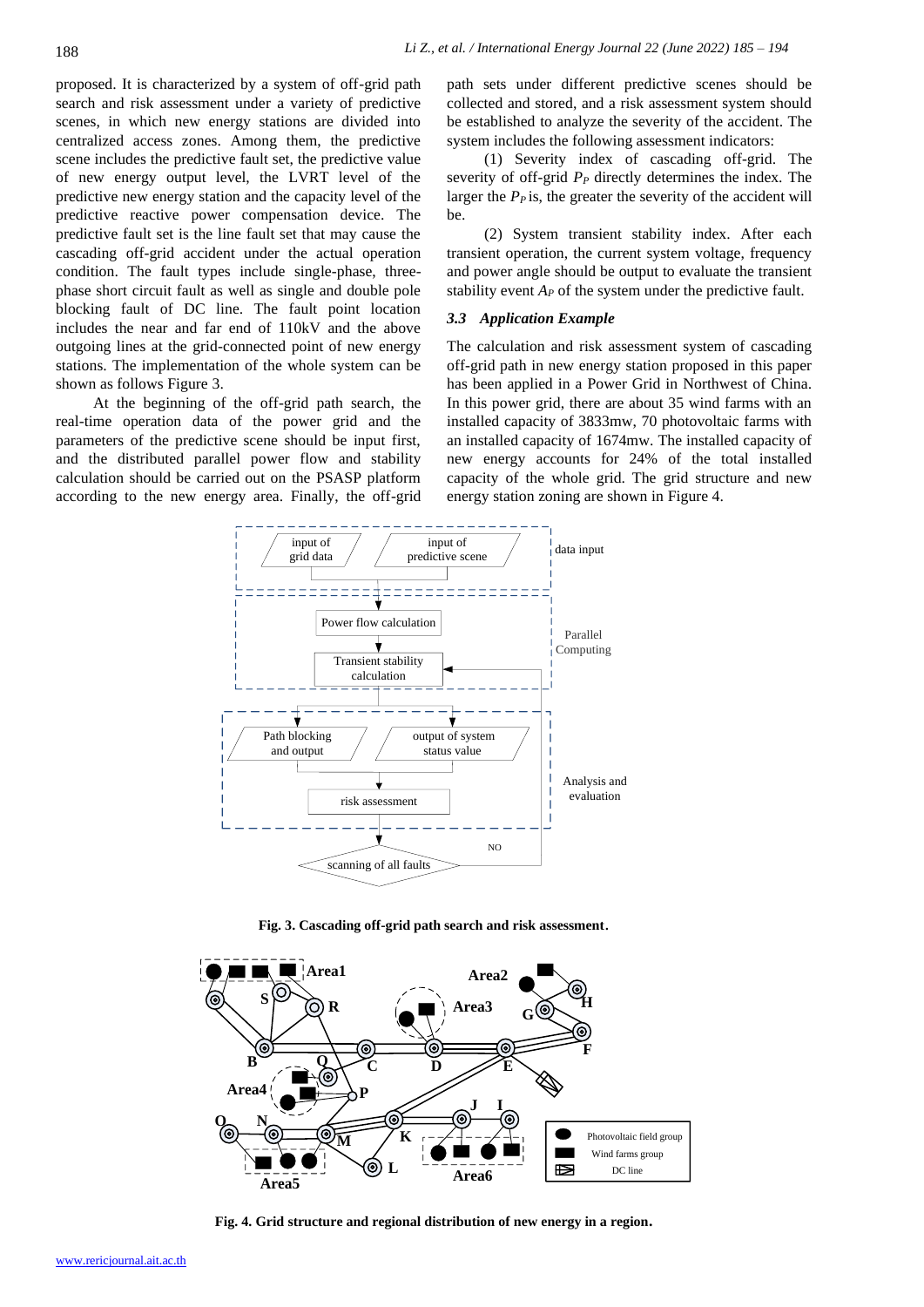proposed. It is characterized by a system of off-grid path search and risk assessment under a variety of predictive scenes, in which new energy stations are divided into centralized access zones. Among them, the predictive scene includes the predictive fault set, the predictive value of new energy output level, the LVRT level of the predictive new energy station and the capacity level of the predictive reactive power compensation device. The predictive fault set is the line fault set that may cause the cascading off-grid accident under the actual operation condition. The fault types include single-phase, three-phase short circuit fault as well as single and double pole blocking fault of DC line. The fault point location includes the near and far end of 110kV and the above outgoing lines at the grid-connected point of new energy stations. The implementation of the whole system can be shown as follows Figure 3.

At the beginning of the off-grid path search, the real-time operation data of the power grid and the parameters of the predictive scene should be input first, and the distributed parallel power flow and stability calculation should be carried out on the PSASP platform according to the new energy area. Finally, the off-grid path sets under different predictive scenes should be collected and stored, and a risk assessment system should be established to analyze the severity of the accident. The system includes the following assessment indicators:

(1) Severity index of cascading off-grid. The severity of off-grid $P_P$ directly determines the index. The larger the $P_P$ is, the greater the severity of the accident will be.

(2) System transient stability index. After each transient operation, the current system voltage, frequency and power angle should be output to evaluate the transient stability event $A_P$ of the system under the predictive fault.

### 3.3 Application Example

The calculation and risk assessment system of cascading off-grid path in new energy station proposed in this paper has been applied in a Power Grid in Northwest of China. In this power grid, there are about 35 wind farms with an installed capacity of 3833mw, 70 photovoltaic farms with an installed capacity of 1674mw. The installed capacity of new energy accounts for 24% of the total installed capacity of the whole grid. The grid structure and new energy station zoning are shown in Figure 4.

**Fig. 3. Cascading off-grid path search and risk assessment.**

**Fig. 4. Grid structure and regional distribution of new energy in a region.**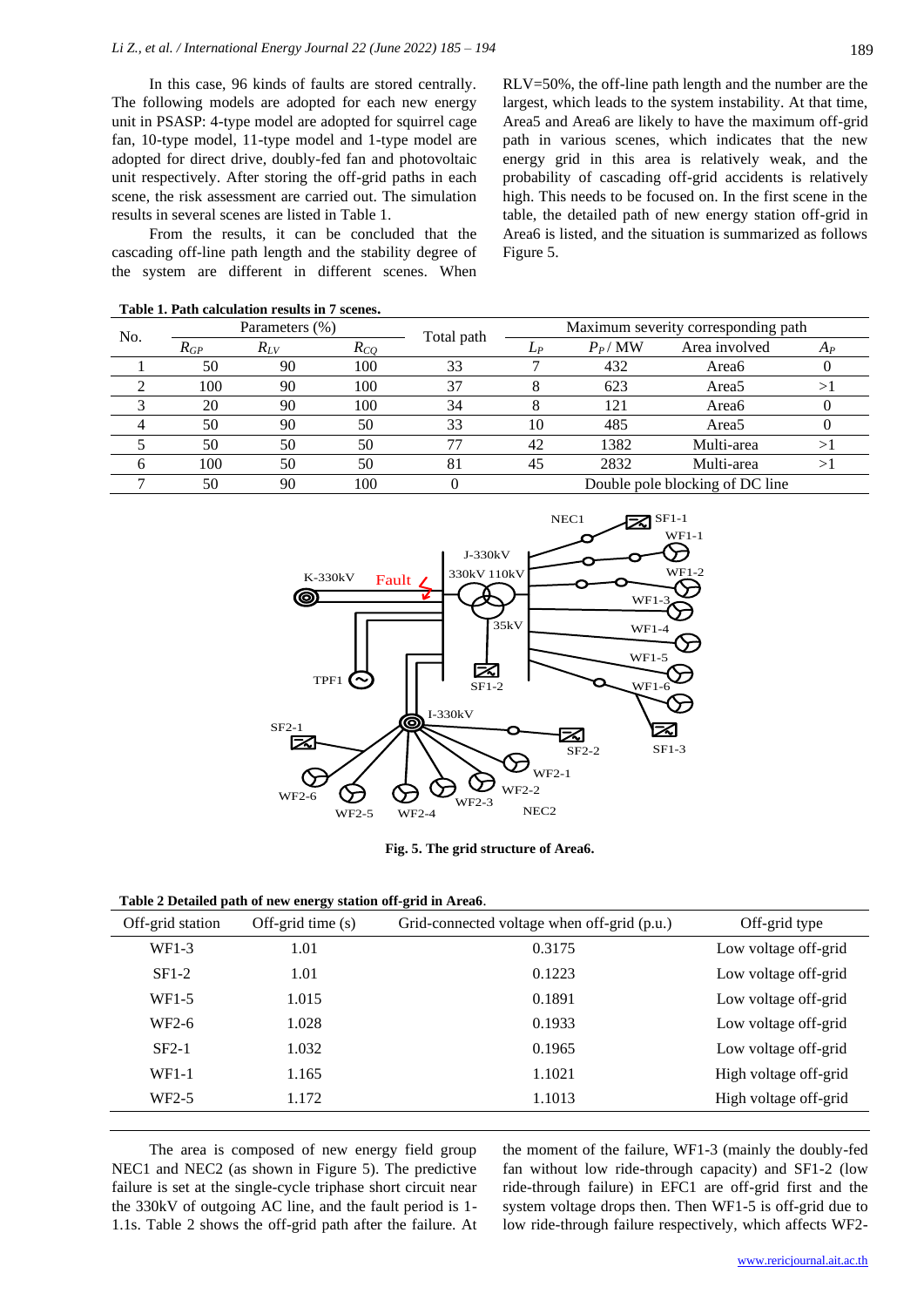In this case, 96 kinds of faults are stored centrally. The following models are adopted for each new energy unit in PSASP: 4-type model are adopted for squirrel cage fan, 10-type model, 11-type model and 1-type model are adopted for direct drive, doubly-fed fan and photovoltaic unit respectively. After storing the off-grid paths in each scene, the risk assessment are carried out. The simulation results in several scenes are listed in Table 1.

From the results, it can be concluded that the cascading off-line path length and the stability degree of the system are different in different scenes. When RLV=50%, the off-line path length and the number are the largest, which leads to the system instability. At that time, Area5 and Area6 are likely to have the maximum off-grid path in various scenes, which indicates that the new energy grid in this area is relatively weak, and the probability of cascading off-grid accidents is relatively high. This needs to be focused on. In the first scene in the table, the detailed path of new energy station off-grid in Area6 is listed, and the situation is summarized as follows Figure 5.

**Table 1. Path calculation results in 7 scenes.**

| No. | Parameters (%) | | | Total path | Maximum severity corresponding path | | | |
|---|---|---|---|---|---|---|---|---|
| | $R_{GP}$ | $R_{LV}$ | $R_{CQ}$ | | $L_P$ | $P_P$ / MW | Area involved | $A_P$ |
| 1 | 50 | 90 | 100 | 33 | 7 | 432 | Area6 | 0 |
| 2 | 100 | 90 | 100 | 37 | 8 | 623 | Area5 | >1 |
| 3 | 20 | 90 | 100 | 34 | 8 | 121 | Area6 | 0 |
| 4 | 50 | 90 | 50 | 33 | 10 | 485 | Area5 | 0 |
| 5 | 50 | 50 | 50 | 77 | 42 | 1382 | Multi-area | >1 |
| 6 | 100 | 50 | 50 | 81 | 45 | 2832 | Multi-area | >1 |
| 7 | 50 | 90 | 100 | 0 | Double pole blocking of DC line | | | |

**Fig. 5. The grid structure of Area6.**

**Table 2 Detailed path of new energy station off-grid in Area6.**

| Off-grid station | Off-grid time (s) | Grid-connected voltage when off-grid (p.u.) | Off-grid type |
|---|---|---|---|
| WF1-3 | 1.01 | 0.3175 | Low voltage off-grid |
| SF1-2 | 1.01 | 0.1223 | Low voltage off-grid |
| WF1-5 | 1.015 | 0.1891 | Low voltage off-grid |
| WF2-6 | 1.028 | 0.1933 | Low voltage off-grid |
| SF2-1 | 1.032 | 0.1965 | Low voltage off-grid |
| WF1-1 | 1.165 | 1.1021 | High voltage off-grid |
| WF2-5 | 1.172 | 1.1013 | High voltage off-grid |

The area is composed of new energy field group NEC1 and NEC2 (as shown in Figure 5). The predictive failure is set at the single-cycle triphase short circuit near the 330kV of outgoing AC line, and the fault period is 1-1.1s. Table 2 shows the off-grid path after the failure. At the moment of the failure, WF1-3 (mainly the doubly-fed fan without low ride-through capacity) and SF1-2 (low ride-through failure) in EFC1 are off-grid first and the system voltage drops then. Then WF1-5 is off-grid due to low ride-through failure respectively, which affects WF2-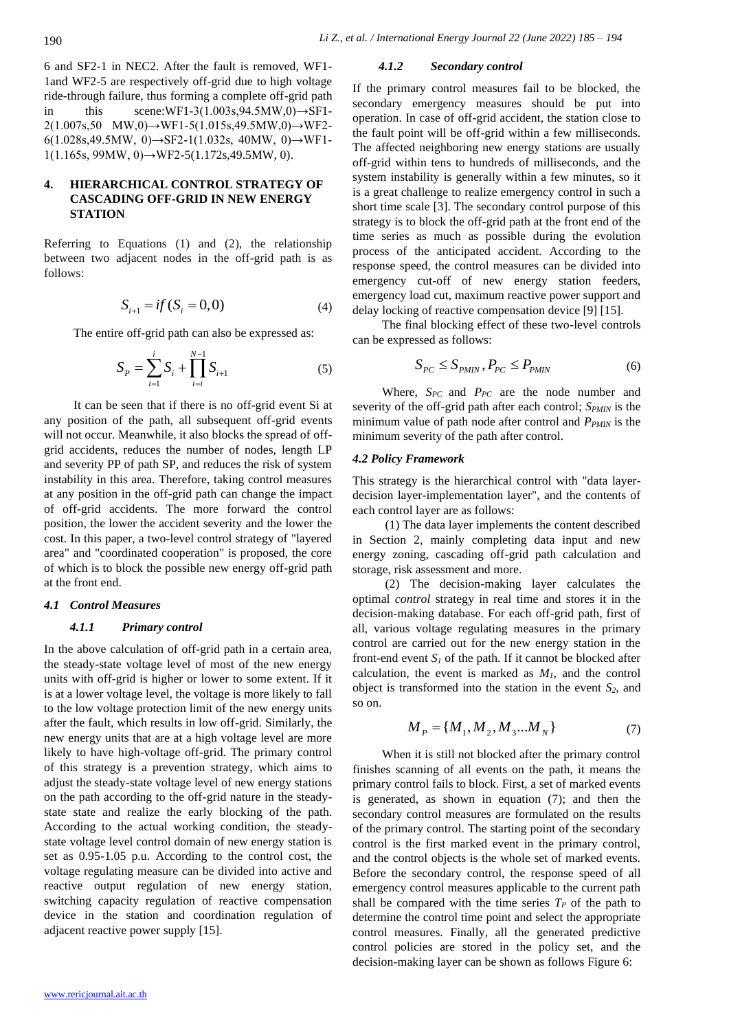6 and SF2-1 in NEC2. After the fault is removed, WF1-1and WF2-5 are respectively off-grid due to high voltage ride-through failure, thus forming a complete off-grid path in this scene:WF1-3(1.003s,94.5MW,0)→SF1-2(1.007s,50 MW,0)→WF1-5(1.015s,49.5MW,0)→WF2-6(1.028s,49.5MW, 0)→SF2-1(1.032s, 40MW, 0)→WF1-1(1.165s, 99MW, 0)→WF2-5(1.172s,49.5MW, 0).

## 4. HIERARCHICAL CONTROL STRATEGY OF CASCADING OFF-GRID IN NEW ENERGY STATION

Referring to Equations (1) and (2), the relationship between two adjacent nodes in the off-grid path is as follows:

$$S_{i+1} = if(S_i = 0, 0) \tag{4}$$

The entire off-grid path can also be expressed as:

$$S_P = \sum_{i=1}^{i} S_i + \prod_{i=i}^{N-1} S_{i+1} \tag{5}$$

It can be seen that if there is no off-grid event Si at any position of the path, all subsequent off-grid events will not occur. Meanwhile, it also blocks the spread of off-grid accidents, reduces the number of nodes, length LP and severity PP of path SP, and reduces the risk of system instability in this area. Therefore, taking control measures at any position in the off-grid path can change the impact of off-grid accidents. The more forward the control position, the lower the accident severity and the lower the cost. In this paper, a two-level control strategy of "layered area" and "coordinated cooperation" is proposed, the core of which is to block the possible new energy off-grid path at the front end.

### *4.1 Control Measures*

#### *4.1.1 Primary control*

In the above calculation of off-grid path in a certain area, the steady-state voltage level of most of the new energy units with off-grid is higher or lower to some extent. If it is at a lower voltage level, the voltage is more likely to fall to the low voltage protection limit of the new energy units after the fault, which results in low off-grid. Similarly, the new energy units that are at a high voltage level are more likely to have high-voltage off-grid. The primary control of this strategy is a prevention strategy, which aims to adjust the steady-state voltage level of new energy stations on the path according to the off-grid nature in the steady-state state and realize the early blocking of the path. According to the actual working condition, the steady-state voltage level control domain of new energy station is set as 0.95-1.05 p.u. According to the control cost, the voltage regulating measure can be divided into active and reactive output regulation of new energy station, switching capacity regulation of reactive compensation device in the station and coordination regulation of adjacent reactive power supply [15].

#### *4.1.2 Secondary control*

If the primary control measures fail to be blocked, the secondary emergency measures should be put into operation. In case of off-grid accident, the station close to the fault point will be off-grid within a few milliseconds. The affected neighboring new energy stations are usually off-grid within tens to hundreds of milliseconds, and the system instability is generally within a few minutes, so it is a great challenge to realize emergency control in such a short time scale [3]. The secondary control purpose of this strategy is to block the off-grid path at the front end of the time series as much as possible during the evolution process of the anticipated accident. According to the response speed, the control measures can be divided into emergency cut-off of new energy station feeders, emergency load cut, maximum reactive power support and delay locking of reactive compensation device [9] [15].

The final blocking effect of these two-level controls can be expressed as follows:

$$S_{PC} \le S_{PMIN}, P_{PC} \le P_{PMIN} \tag{6}$$

Where, $S_{PC}$ and $P_{PC}$ are the node number and severity of the off-grid path after each control; $S_{PMIN}$ is the minimum value of path node after control and $P_{PMIN}$ is the minimum severity of the path after control.

### *4.2 Policy Framework*

This strategy is the hierarchical control with "data layer-decision layer-implementation layer", and the contents of each control layer are as follows:

(1) The data layer implements the content described in Section 2, mainly completing data input and new energy zoning, cascading off-grid path calculation and storage, risk assessment and more.

(2) The decision-making layer calculates the optimal *control* strategy in real time and stores it in the decision-making database. For each off-grid path, first of all, various voltage regulating measures in the primary control are carried out for the new energy station in the front-end event $S_1$ of the path. If it cannot be blocked after calculation, the event is marked as $M_1$, and the control object is transformed into the station in the event $S_2$, and so on.

$$M_P = \{M_1, M_2, M_3 ... M_N\} \tag{7}$$

When it is still not blocked after the primary control finishes scanning of all events on the path, it means the primary control fails to block. First, a set of marked events is generated, as shown in equation (7); and then the secondary control measures are formulated on the results of the primary control. The starting point of the secondary control is the first marked event in the primary control, and the control objects is the whole set of marked events. Before the secondary control, the response speed of all emergency control measures applicable to the current path shall be compared with the time series $T_P$ of the path to determine the control time point and select the appropriate control measures. Finally, all the generated predictive control policies are stored in the policy set, and the decision-making layer can be shown as follows Figure 6: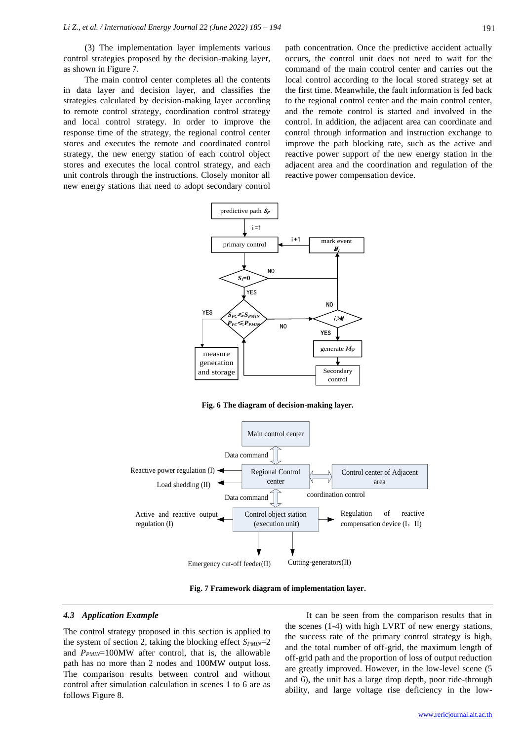(3) The implementation layer implements various control strategies proposed by the decision-making layer, as shown in Figure 7.

The main control center completes all the contents in data layer and decision layer, and classifies the strategies calculated by decision-making layer according to remote control strategy, coordination control strategy and local control strategy. In order to improve the response time of the strategy, the regional control center stores and executes the remote and coordinated control strategy, the new energy station of each control object stores and executes the local control strategy, and each unit controls through the instructions. Closely monitor all new energy stations that need to adopt secondary control path concentration. Once the predictive accident actually occurs, the control unit does not need to wait for the command of the main control center and carries out the local control according to the local stored strategy set at the first time. Meanwhile, the fault information is fed back to the regional control center and the main control center, and the remote control is started and involved in the control. In addition, the adjacent area can coordinate and control through information and instruction exchange to improve the path blocking rate, such as the active and reactive power support of the new energy station in the adjacent area and the coordination and regulation of the reactive power compensation device.

**Fig. 6 The diagram of decision-making layer.**

**Fig. 7 Framework diagram of implementation layer.**

### 4.3 Application Example

The control strategy proposed in this section is applied to the system of section 2, taking the blocking effect $S_{PMIN}$=2 and $P_{PMIN}$=100MW after control, that is, the allowable path has no more than 2 nodes and 100MW output loss. The comparison results between control and without control after simulation calculation in scenes 1 to 6 are as follows Figure 8.

It can be seen from the comparison results that in the scenes (1-4) with high LVRT of new energy stations, the success rate of the primary control strategy is high, and the total number of off-grid, the maximum length of off-grid path and the proportion of loss of output reduction are greatly improved. However, in the low-level scene (5 and 6), the unit has a large drop depth, poor ride-through ability, and large voltage rise deficiency in the low-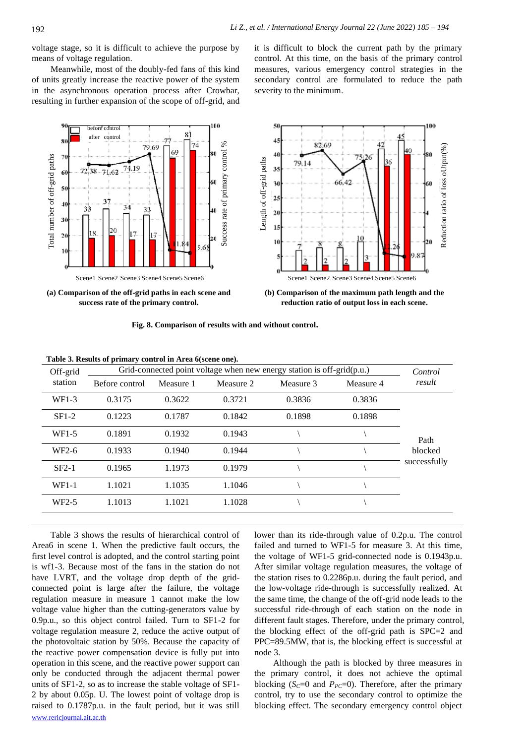voltage stage, so it is difficult to achieve the purpose by means of voltage regulation.

Meanwhile, most of the doubly-fed fans of this kind of units greatly increase the reactive power of the system in the asynchronous operation process after Crowbar, resulting in further expansion of the scope of off-grid, and it is difficult to block the current path by the primary control. At this time, on the basis of the primary control measures, various emergency control strategies in the secondary control are formulated to reduce the path severity to the minimum.

**(a) Comparison of the off-grid paths in each scene and success rate of the primary control.**

**(b) Comparison of the maximum path length and the reduction ratio of output loss in each scene.**

**Fig. 8. Comparison of results with and without control.**

**Table 3. Results of primary control in Area 6(scene one).**

| Off-grid station | Grid-connected point voltage when new energy station is off-grid(p.u.) | | | | | *Control result* |
|---|---|---|---|---|---|---|
| | Before control | Measure 1 | Measure 2 | Measure 3 | Measure 4 | |
| WF1-3 | 0.3175 | 0.3622 | 0.3721 | 0.3836 | 0.3836 | Path blocked successfully |
| SF1-2 | 0.1223 | 0.1787 | 0.1842 | 0.1898 | 0.1898 | |
| WF1-5 | 0.1891 | 0.1932 | 0.1943 | \ | \ | |
| WF2-6 | 0.1933 | 0.1940 | 0.1944 | \ | \ | |
| SF2-1 | 0.1965 | 1.1973 | 0.1979 | \ | \ | |
| WF1-1 | 1.1021 | 1.1035 | 1.1046 | \ | \ | |
| WF2-5 | 1.1013 | 1.1021 | 1.1028 | \ | \ | |

Table 3 shows the results of hierarchical control of Area6 in scene 1. When the predictive fault occurs, the first level control is adopted, and the control starting point is wf1-3. Because most of the fans in the station do not have LVRT, and the voltage drop depth of the grid-connected point is large after the failure, the voltage regulation measure in measure 1 cannot make the low voltage value higher than the cutting-generators value by 0.9p.u., so this object control failed. Turn to SF1-2 for voltage regulation measure 2, reduce the active output of the photovoltaic station by 50%. Because the capacity of the reactive power compensation device is fully put into operation in this scene, and the reactive power support can only be conducted through the adjacent thermal power units of SF1-2, so as to increase the stable voltage of SF1-2 by about 0.05p. U. The lowest point of voltage drop is raised to 0.1787p.u. in the fault period, but it was still lower than its ride-through value of 0.2p.u. The control failed and turned to WF1-5 for measure 3. At this time, the voltage of WF1-5 grid-connected node is 0.1943p.u. After similar voltage regulation measures, the voltage of the station rises to 0.2286p.u. during the fault period, and the low-voltage ride-through is successfully realized. At the same time, the change of the off-grid node leads to the successful ride-through of each station on the node in different fault stages. Therefore, under the primary control, the blocking effect of the off-grid path is SPC=2 and PPC=89.5MW, that is, the blocking effect is successful at node 3.

Although the path is blocked by three measures in the primary control, it does not achieve the optimal blocking ($S_C$=0 and $P_{PC}$=0). Therefore, after the primary control, try to use the secondary control to optimize the blocking effect. The secondary emergency control object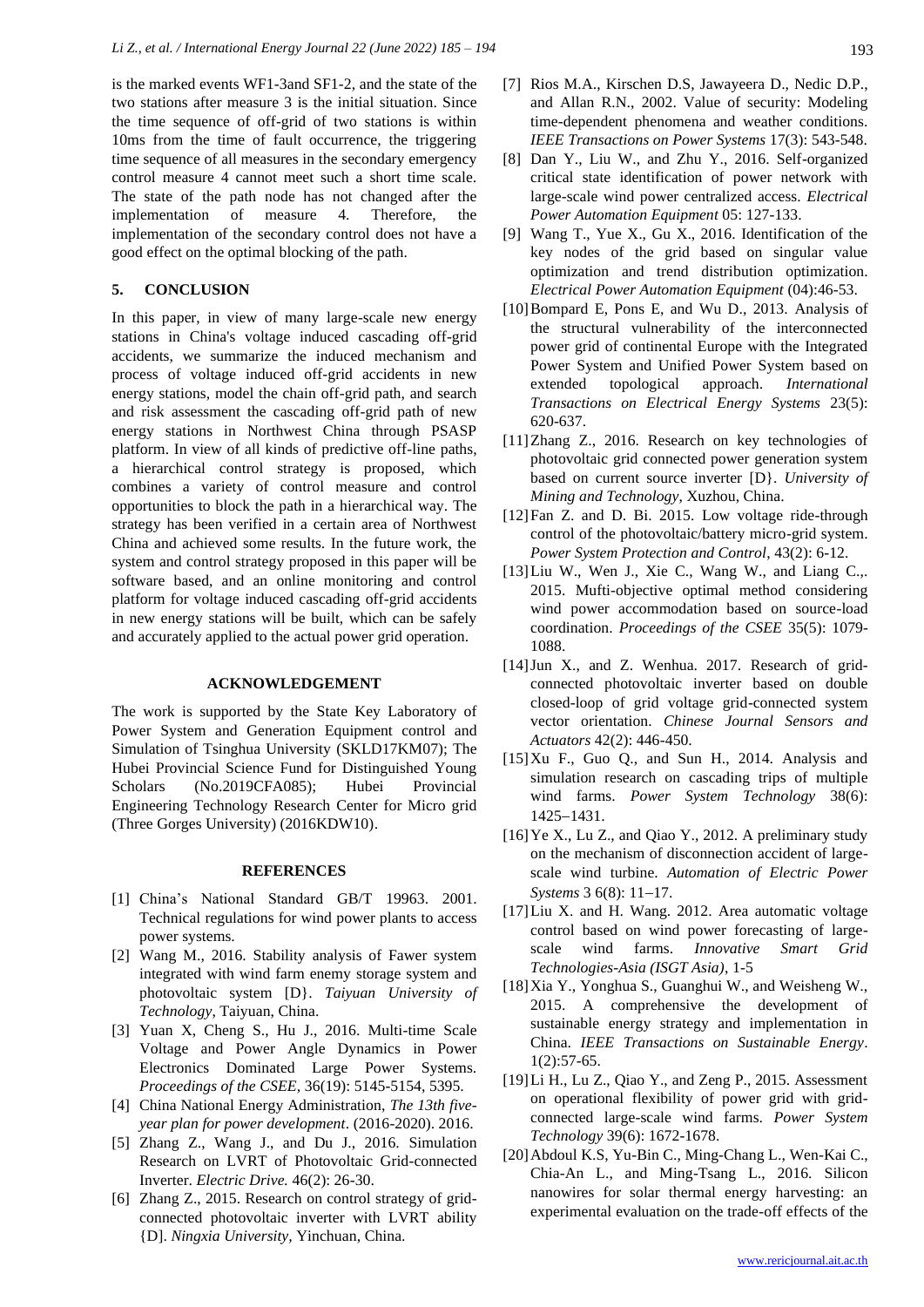is the marked events WF1-3and SF1-2, and the state of the two stations after measure 3 is the initial situation. Since the time sequence of off-grid of two stations is within 10ms from the time of fault occurrence, the triggering time sequence of all measures in the secondary emergency control measure 4 cannot meet such a short time scale. The state of the path node has not changed after the implementation of measure 4. Therefore, the implementation of the secondary control does not have a good effect on the optimal blocking of the path.

## 5. CONCLUSION

In this paper, in view of many large-scale new energy stations in China's voltage induced cascading off-grid accidents, we summarize the induced mechanism and process of voltage induced off-grid accidents in new energy stations, model the chain off-grid path, and search and risk assessment the cascading off-grid path of new energy stations in Northwest China through PSASP platform. In view of all kinds of predictive off-line paths, a hierarchical control strategy is proposed, which combines a variety of control measure and control opportunities to block the path in a hierarchical way. The strategy has been verified in a certain area of Northwest China and achieved some results. In the future work, the system and control strategy proposed in this paper will be software based, and an online monitoring and control platform for voltage induced cascading off-grid accidents in new energy stations will be built, which can be safely and accurately applied to the actual power grid operation.

## ACKNOWLEDGEMENT

The work is supported by the State Key Laboratory of Power System and Generation Equipment control and Simulation of Tsinghua University (SKLD17KM07); The Hubei Provincial Science Fund for Distinguished Young Scholars (No.2019CFA085); Hubei Provincial Engineering Technology Research Center for Micro grid (Three Gorges University) (2016KDW10).

## REFERENCES

[1] China's National Standard GB/T 19963. 2001. Technical regulations for wind power plants to access power systems.

[2] Wang M., 2016. Stability analysis of Fawer system integrated with wind farm enemy storage system and photovoltaic system [D}. *Taiyuan University of Technology*, Taiyuan, China.

[3] Yuan X, Cheng S., Hu J., 2016. Multi-time Scale Voltage and Power Angle Dynamics in Power Electronics Dominated Large Power Systems. *Proceedings of the CSEE,* 36(19): 5145-5154, 5395.

[4] China National Energy Administration, *The 13th five-year plan for power development*. (2016-2020). 2016.

[5] Zhang Z., Wang J., and Du J., 2016. Simulation Research on LVRT of Photovoltaic Grid-connected Inverter. *Electric Drive.* 46(2): 26-30.

[6] Zhang Z., 2015. Research on control strategy of grid-connected photovoltaic inverter with LVRT ability {D]. *Ningxia University*, Yinchuan, China.

[7] Rios M.A., Kirschen D.S, Jawayeera D., Nedic D.P., and Allan R.N., 2002. Value of security: Modeling time-dependent phenomena and weather conditions. *IEEE Transactions on Power Systems* 17(3): 543-548.

[8] Dan Y., Liu W., and Zhu Y., 2016. Self-organized critical state identification of power network with large-scale wind power centralized access. *Electrical Power Automation Equipment* 05: 127-133.

[9] Wang T., Yue X., Gu X., 2016. Identification of the key nodes of the grid based on singular value optimization and trend distribution optimization. *Electrical Power Automation Equipment* (04):46-53.

[10] Bompard E, Pons E, and Wu D., 2013. Analysis of the structural vulnerability of the interconnected power grid of continental Europe with the Integrated Power System and Unified Power System based on extended topological approach. *International Transactions on Electrical Energy Systems* 23(5): 620-637.

[11] Zhang Z., 2016. Research on key technologies of photovoltaic grid connected power generation system based on current source inverter [D}. *University of Mining and Technology*, Xuzhou, China.

[12] Fan Z. and D. Bi. 2015. Low voltage ride-through control of the photovoltaic/battery micro-grid system. *Power System Protection and Control*, 43(2): 6-12.

[13] Liu W., Wen J., Xie C., Wang W., and Liang C.,. 2015. Mufti-objective optimal method considering wind power accommodation based on source-load coordination. *Proceedings of the CSEE* 35(5): 1079-1088.

[14] Jun X., and Z. Wenhua. 2017. Research of grid-connected photovoltaic inverter based on double closed-loop of grid voltage grid-connected system vector orientation. *Chinese Journal Sensors and Actuators* 42(2): 446-450.

[15] Xu F., Guo Q., and Sun H., 2014. Analysis and simulation research on cascading trips of multiple wind farms. *Power System Technology* 38(6): 1425–1431.

[16] Ye X., Lu Z., and Qiao Y., 2012. A preliminary study on the mechanism of disconnection accident of large-scale wind turbine. *Automation of Electric Power Systems* 3 6(8): 11–17.

[17] Liu X. and H. Wang. 2012. Area automatic voltage control based on wind power forecasting of large-scale wind farms. *Innovative Smart Grid Technologies-Asia (ISGT Asia)*, 1-5

[18] Xia Y., Yonghua S., Guanghui W., and Weisheng W., 2015. A comprehensive the development of sustainable energy strategy and implementation in China. *IEEE Transactions on Sustainable Energy*. 1(2):57-65.

[19] Li H., Lu Z., Qiao Y., and Zeng P., 2015. Assessment on operational flexibility of power grid with grid-connected large-scale wind farms. *Power System Technology* 39(6): 1672-1678.

[20] Abdoul K.S, Yu-Bin C., Ming-Chang L., Wen-Kai C., Chia-An L., and Ming-Tsang L., 2016. Silicon nanowires for solar thermal energy harvesting: an experimental evaluation on the trade-off effects of the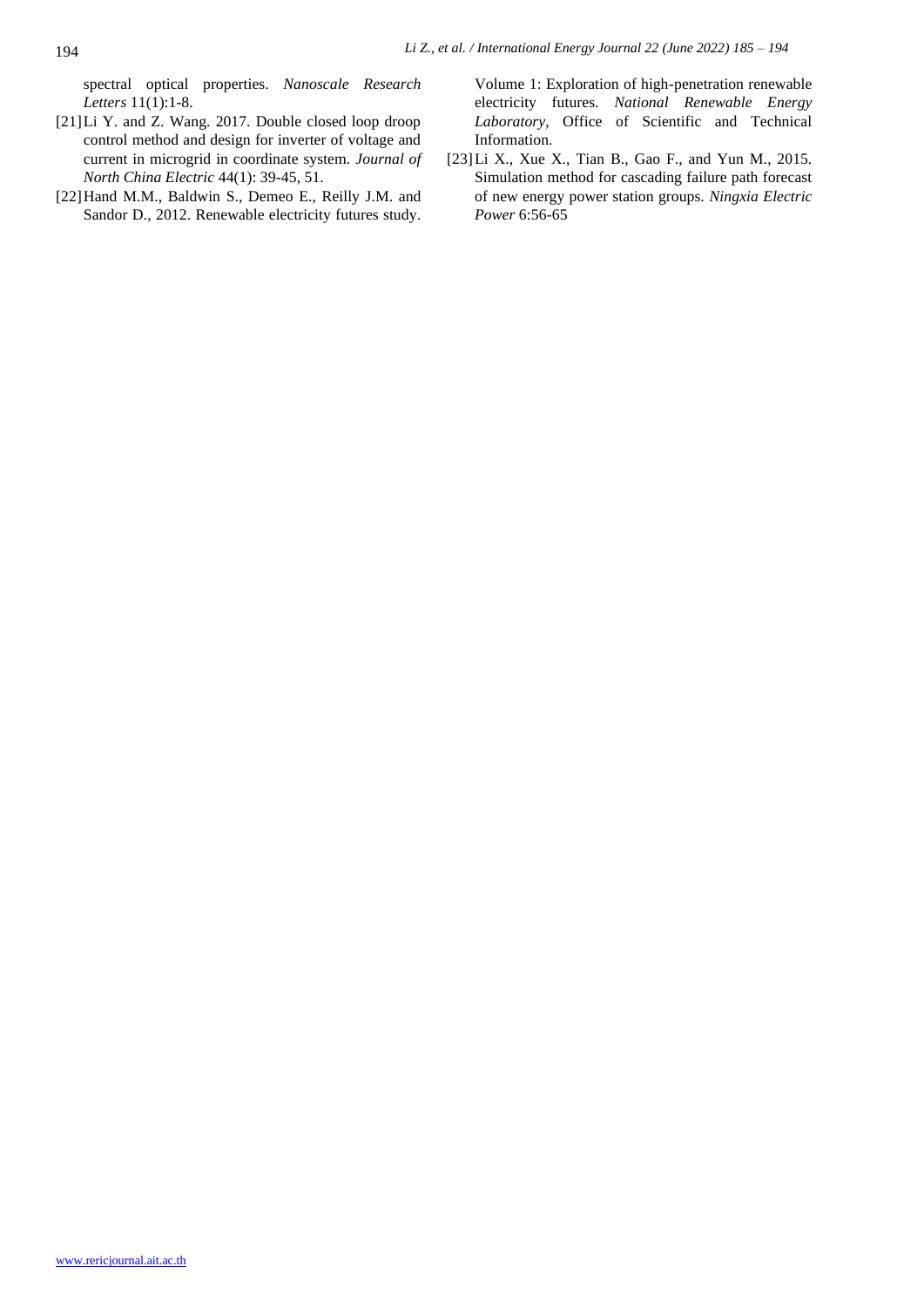spectral optical properties. *Nanoscale Research Letters* 11(1):1-8.

[21] Li Y. and Z. Wang. 2017. Double closed loop droop control method and design for inverter of voltage and current in microgrid in coordinate system. *Journal of North China Electric* 44(1): 39-45, 51.

[22] Hand M.M., Baldwin S., Demeo E., Reilly J.M. and Sandor D., 2012. Renewable electricity futures study. Volume 1: Exploration of high-penetration renewable electricity futures. *National Renewable Energy Laboratory*, Office of Scientific and Technical Information.

[23] Li X., Xue X., Tian B., Gao F., and Yun M., 2015. Simulation method for cascading failure path forecast of new energy power station groups. *Ningxia Electric Power* 6:56-65

www.rericjournal.ait.ac.th